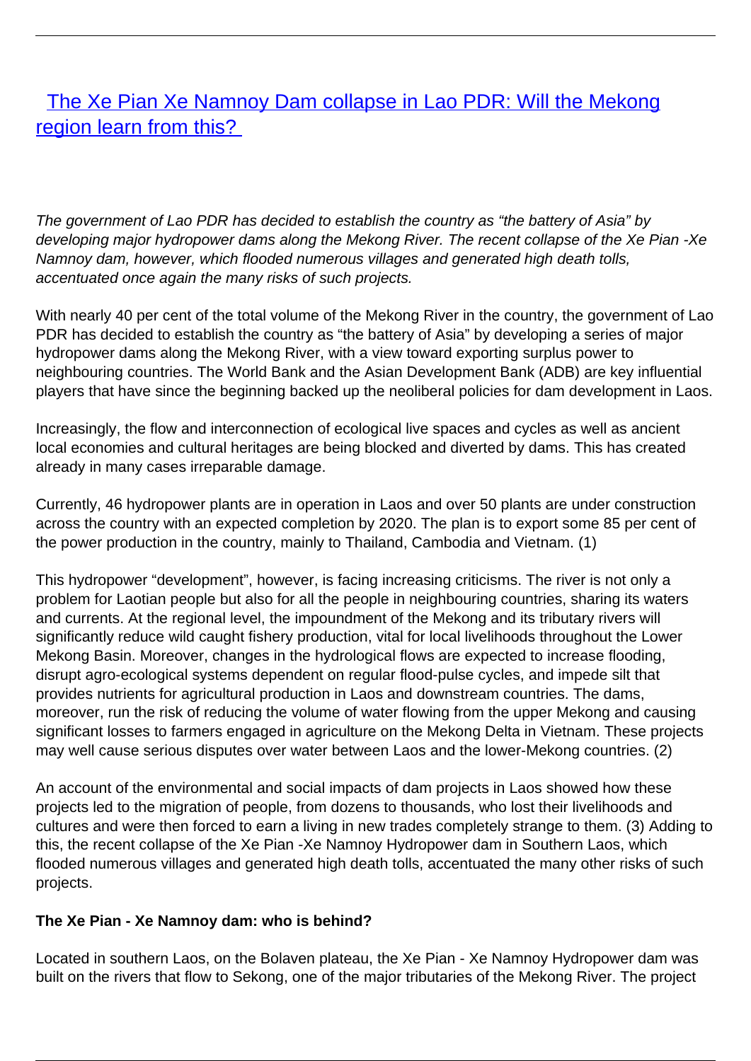# [The Xe Pian Xe Namnoy Dam collapse in Lao PDR: Will the Mekong region learn from this?](#)

*The government of Lao PDR has decided to establish the country as "the battery of Asia" by developing major hydropower dams along the Mekong River. The recent collapse of the Xe Pian -Xe Namnoy dam, however, which flooded numerous villages and generated high death tolls, accentuated once again the many risks of such projects.*

With nearly 40 per cent of the total volume of the Mekong River in the country, the government of Lao PDR has decided to establish the country as "the battery of Asia" by developing a series of major hydropower dams along the Mekong River, with a view toward exporting surplus power to neighbouring countries. The World Bank and the Asian Development Bank (ADB) are key influential players that have since the beginning backed up the neoliberal policies for dam development in Laos.

Increasingly, the flow and interconnection of ecological live spaces and cycles as well as ancient local economies and cultural heritages are being blocked and diverted by dams. This has created already in many cases irreparable damage.

Currently, 46 hydropower plants are in operation in Laos and over 50 plants are under construction across the country with an expected completion by 2020. The plan is to export some 85 per cent of the power production in the country, mainly to Thailand, Cambodia and Vietnam. (1)

This hydropower "development", however, is facing increasing criticisms. The river is not only a problem for Laotian people but also for all the people in neighbouring countries, sharing its waters and currents. At the regional level, the impoundment of the Mekong and its tributary rivers will significantly reduce wild caught fishery production, vital for local livelihoods throughout the Lower Mekong Basin. Moreover, changes in the hydrological flows are expected to increase flooding, disrupt agro-ecological systems dependent on regular flood-pulse cycles, and impede silt that provides nutrients for agricultural production in Laos and downstream countries. The dams, moreover, run the risk of reducing the volume of water flowing from the upper Mekong and causing significant losses to farmers engaged in agriculture on the Mekong Delta in Vietnam. These projects may well cause serious disputes over water between Laos and the lower-Mekong countries. (2)

An account of the environmental and social impacts of dam projects in Laos showed how these projects led to the migration of people, from dozens to thousands, who lost their livelihoods and cultures and were then forced to earn a living in new trades completely strange to them. (3) Adding to this, the recent collapse of the Xe Pian -Xe Namnoy Hydropower dam in Southern Laos, which flooded numerous villages and generated high death tolls, accentuated the many other risks of such projects.

**The Xe Pian - Xe Namnoy dam: who is behind?**

Located in southern Laos, on the Bolaven plateau, the Xe Pian - Xe Namnoy Hydropower dam was built on the rivers that flow to Sekong, one of the major tributaries of the Mekong River. The project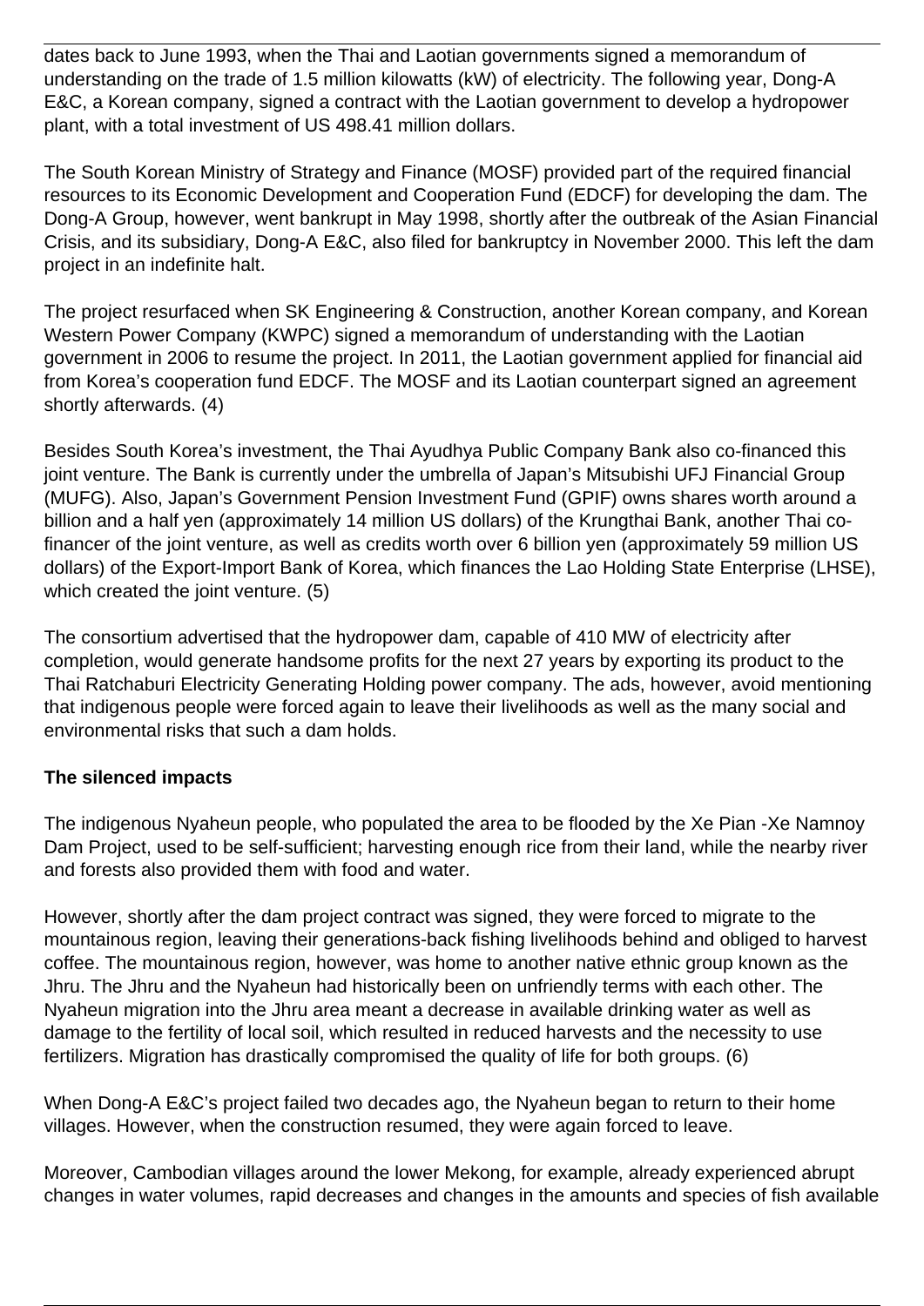dates back to June 1993, when the Thai and Laotian governments signed a memorandum of understanding on the trade of 1.5 million kilowatts (kW) of electricity. The following year, Dong-A E&C, a Korean company, signed a contract with the Laotian government to develop a hydropower plant, with a total investment of US 498.41 million dollars.

The South Korean Ministry of Strategy and Finance (MOSF) provided part of the required financial resources to its Economic Development and Cooperation Fund (EDCF) for developing the dam. The Dong-A Group, however, went bankrupt in May 1998, shortly after the outbreak of the Asian Financial Crisis, and its subsidiary, Dong-A E&C, also filed for bankruptcy in November 2000. This left the dam project in an indefinite halt.

The project resurfaced when SK Engineering & Construction, another Korean company, and Korean Western Power Company (KWPC) signed a memorandum of understanding with the Laotian government in 2006 to resume the project. In 2011, the Laotian government applied for financial aid from Korea's cooperation fund EDCF. The MOSF and its Laotian counterpart signed an agreement shortly afterwards. (4)

Besides South Korea's investment, the Thai Ayudhya Public Company Bank also co-financed this joint venture. The Bank is currently under the umbrella of Japan's Mitsubishi UFJ Financial Group (MUFG). Also, Japan's Government Pension Investment Fund (GPIF) owns shares worth around a billion and a half yen (approximately 14 million US dollars) of the Krungthai Bank, another Thai co-financer of the joint venture, as well as credits worth over 6 billion yen (approximately 59 million US dollars) of the Export-Import Bank of Korea, which finances the Lao Holding State Enterprise (LHSE), which created the joint venture. (5)

The consortium advertised that the hydropower dam, capable of 410 MW of electricity after completion, would generate handsome profits for the next 27 years by exporting its product to the Thai Ratchaburi Electricity Generating Holding power company. The ads, however, avoid mentioning that indigenous people were forced again to leave their livelihoods as well as the many social and environmental risks that such a dam holds.

**The silenced impacts**

The indigenous Nyaheun people, who populated the area to be flooded by the Xe Pian -Xe Namnoy Dam Project, used to be self-sufficient; harvesting enough rice from their land, while the nearby river and forests also provided them with food and water.

However, shortly after the dam project contract was signed, they were forced to migrate to the mountainous region, leaving their generations-back fishing livelihoods behind and obliged to harvest coffee. The mountainous region, however, was home to another native ethnic group known as the Jhru. The Jhru and the Nyaheun had historically been on unfriendly terms with each other. The Nyaheun migration into the Jhru area meant a decrease in available drinking water as well as damage to the fertility of local soil, which resulted in reduced harvests and the necessity to use fertilizers. Migration has drastically compromised the quality of life for both groups. (6)

When Dong-A E&C's project failed two decades ago, the Nyaheun began to return to their home villages. However, when the construction resumed, they were again forced to leave.

Moreover, Cambodian villages around the lower Mekong, for example, already experienced abrupt changes in water volumes, rapid decreases and changes in the amounts and species of fish available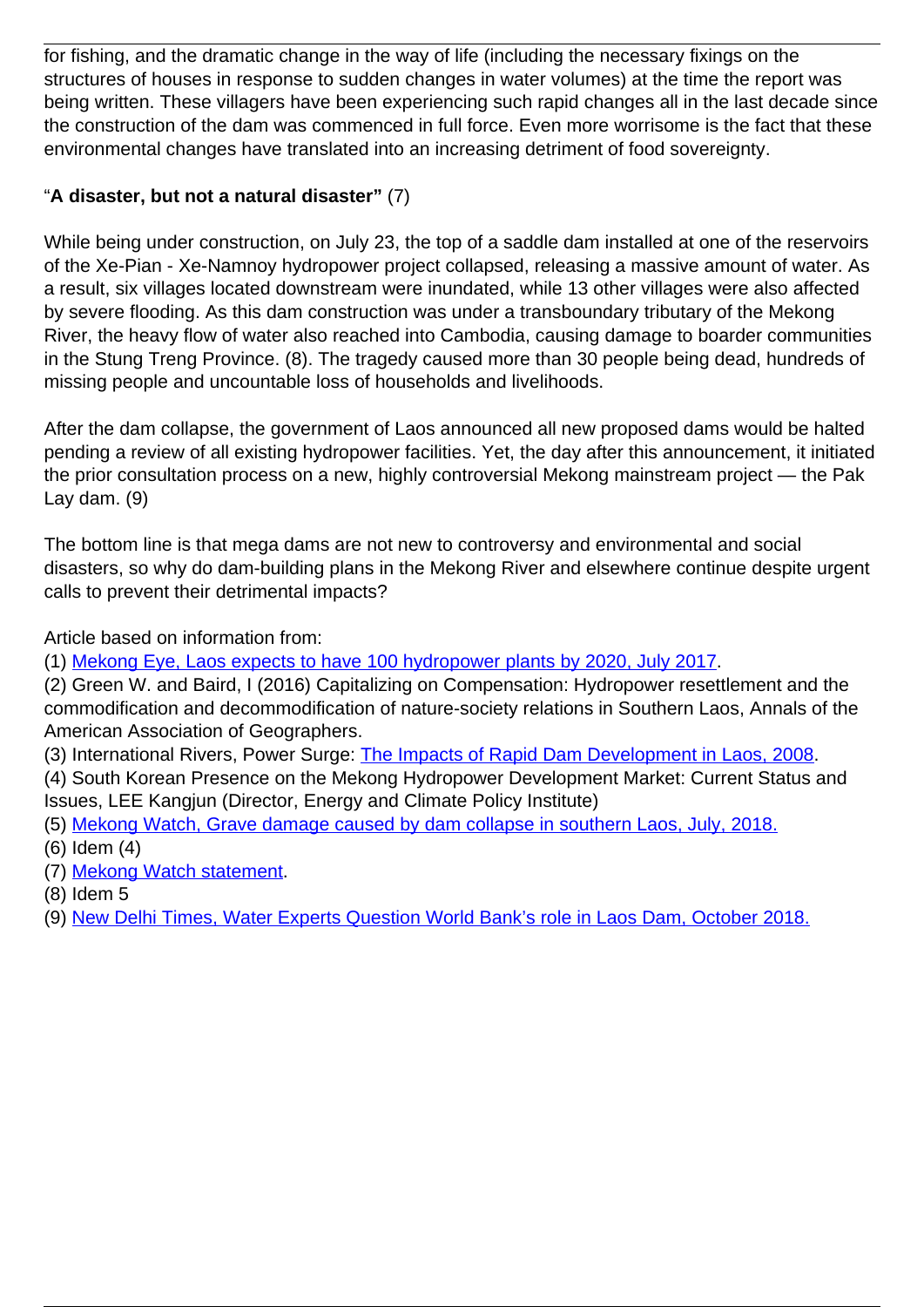for fishing, and the dramatic change in the way of life (including the necessary fixings on the structures of houses in response to sudden changes in water volumes) at the time the report was being written. These villagers have been experiencing such rapid changes all in the last decade since the construction of the dam was commenced in full force. Even more worrisome is the fact that these environmental changes have translated into an increasing detriment of food sovereignty.

"**A disaster, but not a natural disaster"** (7)

While being under construction, on July 23, the top of a saddle dam installed at one of the reservoirs of the Xe-Pian - Xe-Namnoy hydropower project collapsed, releasing a massive amount of water. As a result, six villages located downstream were inundated, while 13 other villages were also affected by severe flooding. As this dam construction was under a transboundary tributary of the Mekong River, the heavy flow of water also reached into Cambodia, causing damage to boarder communities in the Stung Treng Province. (8). The tragedy caused more than 30 people being dead, hundreds of missing people and uncountable loss of households and livelihoods.

After the dam collapse, the government of Laos announced all new proposed dams would be halted pending a review of all existing hydropower facilities. Yet, the day after this announcement, it initiated the prior consultation process on a new, highly controversial Mekong mainstream project — the Pak Lay dam. (9)

The bottom line is that mega dams are not new to controversy and environmental and social disasters, so why do dam-building plans in the Mekong River and elsewhere continue despite urgent calls to prevent their detrimental impacts?

Article based on information from:

(1) Mekong Eye, Laos expects to have 100 hydropower plants by 2020, July 2017.
(2) Green W. and Baird, I (2016) Capitalizing on Compensation: Hydropower resettlement and the commodification and decommodification of nature-society relations in Southern Laos, Annals of the American Association of Geographers.
(3) International Rivers, Power Surge: The Impacts of Rapid Dam Development in Laos, 2008.
(4) South Korean Presence on the Mekong Hydropower Development Market: Current Status and Issues, LEE Kangjun (Director, Energy and Climate Policy Institute)
(5) Mekong Watch, Grave damage caused by dam collapse in southern Laos, July, 2018.
(6) Idem (4)
(7) Mekong Watch statement.
(8) Idem 5
(9) New Delhi Times, Water Experts Question World Bank's role in Laos Dam, October 2018.